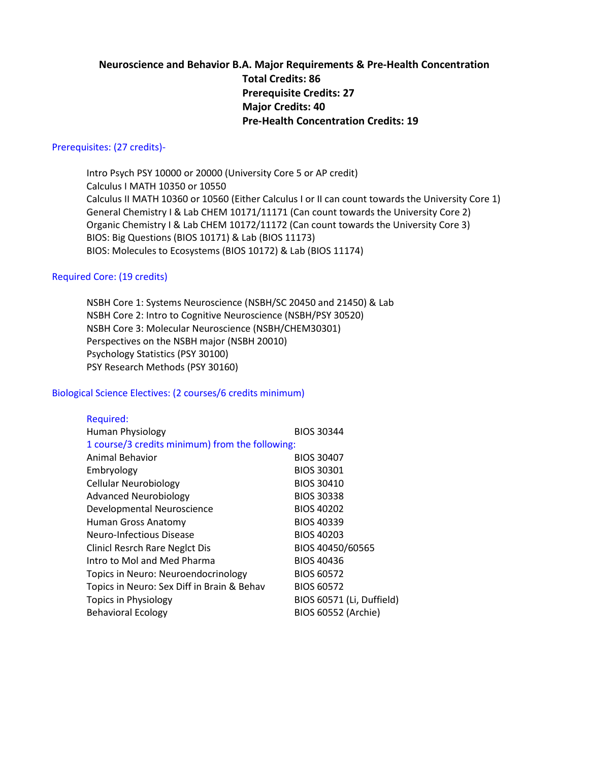# Neuroscience and Behavior B.A. Major Requirements & Pre-Health Concentration

**Total Credits: 86**
**Prerequisite Credits: 27**
**Major Credits: 40**
**Pre-Health Concentration Credits: 19**

## Prerequisites: (27 credits)-

Intro Psych PSY 10000 or 20000 (University Core 5 or AP credit)
Calculus I MATH 10350 or 10550
Calculus II MATH 10360 or 10560 (Either Calculus I or II can count towards the University Core 1)
General Chemistry I & Lab CHEM 10171/11171 (Can count towards the University Core 2)
Organic Chemistry I & Lab CHEM 10172/11172 (Can count towards the University Core 3)
BIOS: Big Questions (BIOS 10171) & Lab (BIOS 11173)
BIOS: Molecules to Ecosystems (BIOS 10172) & Lab (BIOS 11174)

## Required Core: (19 credits)

NSBH Core 1: Systems Neuroscience (NSBH/SC 20450 and 21450) & Lab
NSBH Core 2: Intro to Cognitive Neuroscience (NSBH/PSY 30520)
NSBH Core 3: Molecular Neuroscience (NSBH/CHEM30301)
Perspectives on the NSBH major (NSBH 20010)
Psychology Statistics (PSY 30100)
PSY Research Methods (PSY 30160)

## Biological Science Electives: (2 courses/6 credits minimum)

Required:

| Course | Number |
|---|---|
| Human Physiology | BIOS 30344 |

1 course/3 credits minimum) from the following:

| Course | Number |
|---|---|
| Animal Behavior | BIOS 30407 |
| Embryology | BIOS 30301 |
| Cellular Neurobiology | BIOS 30410 |
| Advanced Neurobiology | BIOS 30338 |
| Developmental Neuroscience | BIOS 40202 |
| Human Gross Anatomy | BIOS 40339 |
| Neuro-Infectious Disease | BIOS 40203 |
| Clinicl Resrch Rare Neglct Dis | BIOS 40450/60565 |
| Intro to Mol and Med Pharma | BIOS 40436 |
| Topics in Neuro: Neuroendocrinology | BIOS 60572 |
| Topics in Neuro: Sex Diff in Brain & Behav | BIOS 60572 |
| Topics in Physiology | BIOS 60571 (Li, Duffield) |
| Behavioral Ecology | BIOS 60552 (Archie) |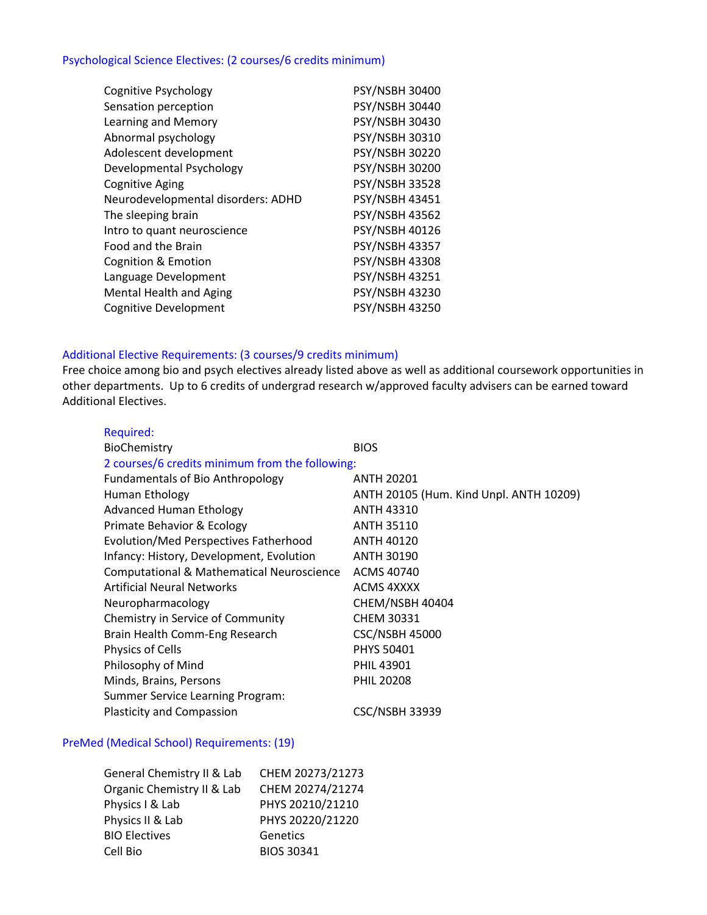### Psychological Science Electives: (2 courses/6 credits minimum)

| | |
|---|---|
| Cognitive Psychology | PSY/NSBH 30400 |
| Sensation perception | PSY/NSBH 30440 |
| Learning and Memory | PSY/NSBH 30430 |
| Abnormal psychology | PSY/NSBH 30310 |
| Adolescent development | PSY/NSBH 30220 |
| Developmental Psychology | PSY/NSBH 30200 |
| Cognitive Aging | PSY/NSBH 33528 |
| Neurodevelopmental disorders: ADHD | PSY/NSBH 43451 |
| The sleeping brain | PSY/NSBH 43562 |
| Intro to quant neuroscience | PSY/NSBH 40126 |
| Food and the Brain | PSY/NSBH 43357 |
| Cognition & Emotion | PSY/NSBH 43308 |
| Language Development | PSY/NSBH 43251 |
| Mental Health and Aging | PSY/NSBH 43230 |
| Cognitive Development | PSY/NSBH 43250 |

### Additional Elective Requirements: (3 courses/9 credits minimum)

Free choice among bio and psych electives already listed above as well as additional coursework opportunities in other departments. Up to 6 credits of undergrad research w/approved faculty advisers can be earned toward Additional Electives.

**Required:**

| | |
|---|---|
| BioChemistry | BIOS |

**2 courses/6 credits minimum from the following:**

| | |
|---|---|
| Fundamentals of Bio Anthropology | ANTH 20201 |
| Human Ethology | ANTH 20105 (Hum. Kind Unpl. ANTH 10209) |
| Advanced Human Ethology | ANTH 43310 |
| Primate Behavior & Ecology | ANTH 35110 |
| Evolution/Med Perspectives Fatherhood | ANTH 40120 |
| Infancy: History, Development, Evolution | ANTH 30190 |
| Computational & Mathematical Neuroscience | ACMS 40740 |
| Artificial Neural Networks | ACMS 4XXXX |
| Neuropharmacology | CHEM/NSBH 40404 |
| Chemistry in Service of Community | CHEM 30331 |
| Brain Health Comm-Eng Research | CSC/NSBH 45000 |
| Physics of Cells | PHYS 50401 |
| Philosophy of Mind | PHIL 43901 |
| Minds, Brains, Persons | PHIL 20208 |
| Summer Service Learning Program: Plasticity and Compassion | CSC/NSBH 33939 |

### PreMed (Medical School) Requirements: (19)

| | |
|---|---|
| General Chemistry II & Lab | CHEM 20273/21273 |
| Organic Chemistry II & Lab | CHEM 20274/21274 |
| Physics I & Lab | PHYS 20210/21210 |
| Physics II & Lab | PHYS 20220/21220 |
| BIO Electives | Genetics |
| Cell Bio | BIOS 30341 |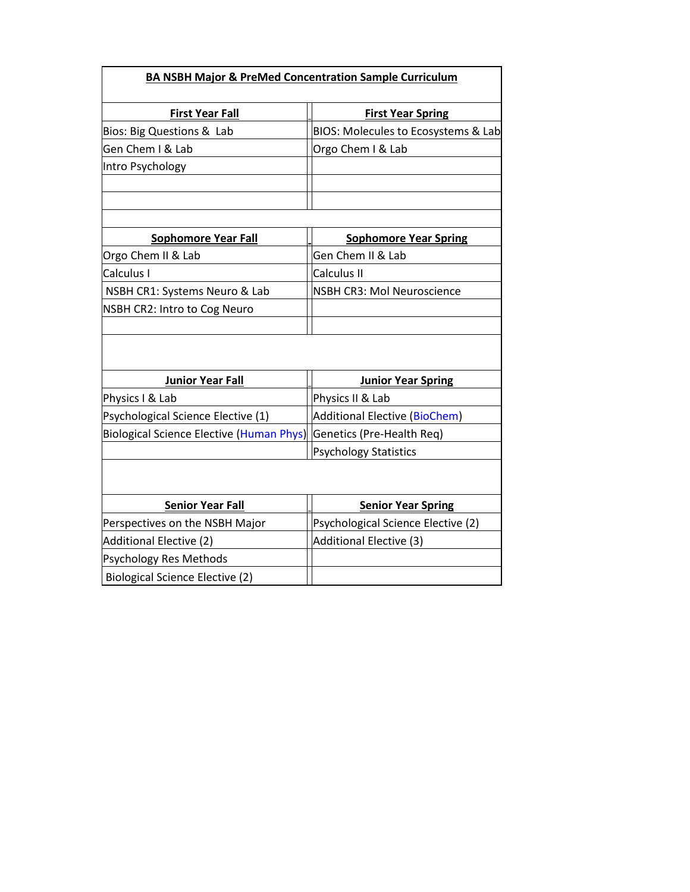**BA NSBH Major & PreMed Concentration Sample Curriculum**

| **First Year Fall** | **First Year Spring** |
|---|---|
| Bios: Big Questions & Lab | BIOS: Molecules to Ecosystems & Lab |
| Gen Chem I & Lab | Orgo Chem I & Lab |
| Intro Psychology | |

| **Sophomore Year Fall** | **Sophomore Year Spring** |
|---|---|
| Orgo Chem II & Lab | Gen Chem II & Lab |
| Calculus I | Calculus II |
| NSBH CR1: Systems Neuro & Lab | NSBH CR3: Mol Neuroscience |
| NSBH CR2: Intro to Cog Neuro | |

| **Junior Year Fall** | **Junior Year Spring** |
|---|---|
| Physics I & Lab | Physics II & Lab |
| Psychological Science Elective (1) | Additional Elective (BioChem) |
| Biological Science Elective (Human Phys) | Genetics (Pre-Health Req) |
| | Psychology Statistics |

| **Senior Year Fall** | **Senior Year Spring** |
|---|---|
| Perspectives on the NSBH Major | Psychological Science Elective (2) |
| Additional Elective (2) | Additional Elective (3) |
| Psychology Res Methods | |
| Biological Science Elective (2) | |